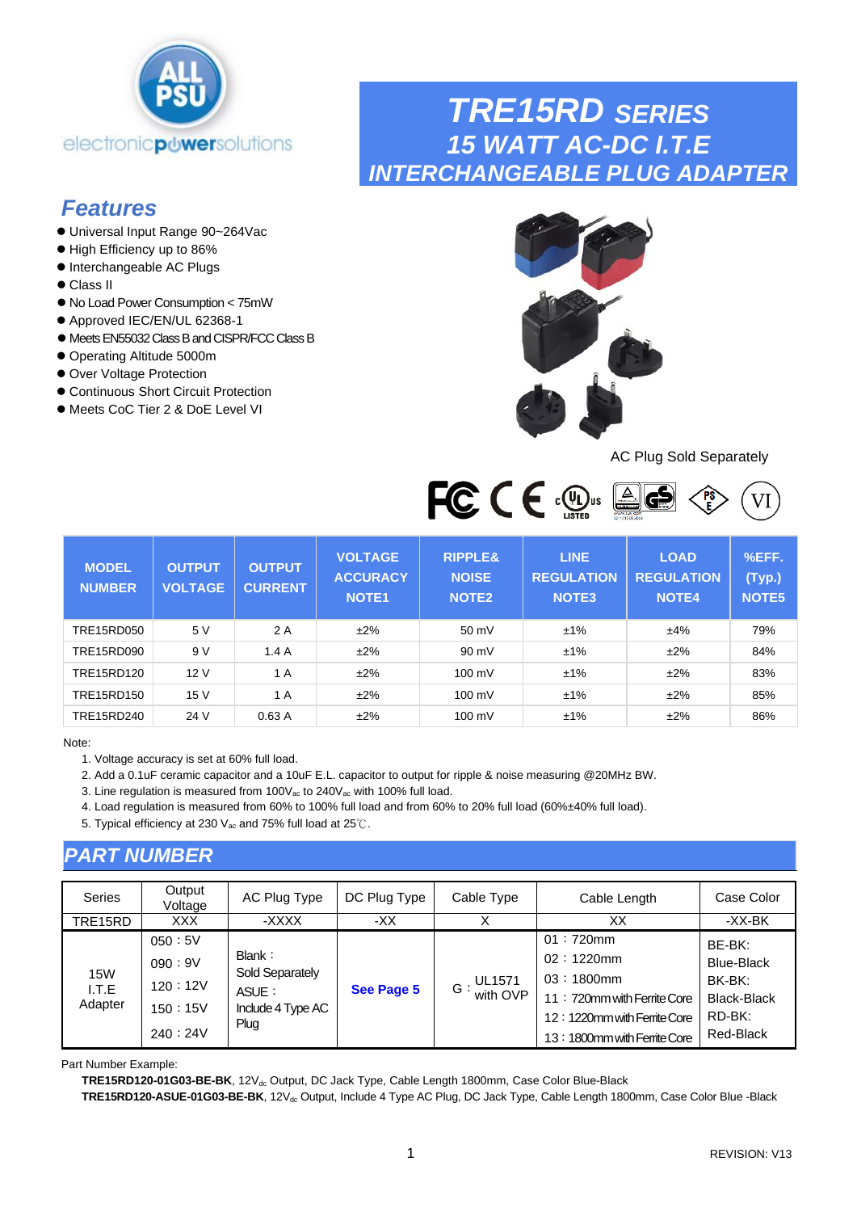# TRE15RD SERIES
## 15 WATT AC-DC I.T.E INTERCHANGEABLE PLUG ADAPTER

## Features

- Universal Input Range 90~264Vac
- High Efficiency up to 86%
- Interchangeable AC Plugs
- Class II
- No Load Power Consumption < 75mW
- Approved IEC/EN/UL 62368-1
- Meets EN55032 Class B and CISPR/FCC Class B
- Operating Altitude 5000m
- Over Voltage Protection
- Continuous Short Circuit Protection
- Meets CoC Tier 2 & DoE Level VI

AC Plug Sold Separately

| MODEL NUMBER | OUTPUT VOLTAGE | OUTPUT CURRENT | VOLTAGE ACCURACY NOTE1 | RIPPLE& NOISE NOTE2 | LINE REGULATION NOTE3 | LOAD REGULATION NOTE4 | %EFF. (Typ.) NOTE5 |
|---|---|---|---|---|---|---|---|
| TRE15RD050 | 5 V | 2 A | ±2% | 50 mV | ±1% | ±4% | 79% |
| TRE15RD090 | 9 V | 1.4 A | ±2% | 90 mV | ±1% | ±2% | 84% |
| TRE15RD120 | 12 V | 1 A | ±2% | 100 mV | ±1% | ±2% | 83% |
| TRE15RD150 | 15 V | 1 A | ±2% | 100 mV | ±1% | ±2% | 85% |
| TRE15RD240 | 24 V | 0.63 A | ±2% | 100 mV | ±1% | ±2% | 86% |

Note:

1. Voltage accuracy is set at 60% full load.
2. Add a 0.1uF ceramic capacitor and a 10uF E.L. capacitor to output for ripple & noise measuring @20MHz BW.
3. Line regulation is measured from $100V_{ac}$ to $240V_{ac}$ with 100% full load.
4. Load regulation is measured from 60% to 100% full load and from 60% to 20% full load (60%±40% full load).
5. Typical efficiency at 230 $V_{ac}$ and 75% full load at 25℃.

## PART NUMBER

| Series | Output Voltage | AC Plug Type | DC Plug Type | Cable Type | Cable Length | Case Color |
|---|---|---|---|---|---|---|
| TRE15RD | XXX | -XXXX | -XX | X | XX | -XX-BK |
| 15W I.T.E Adapter | 050：5V<br>090：9V<br>120：12V<br>150：15V<br>240：24V | Blank：Sold Separately<br>ASUE：Include 4 Type AC Plug | **See Page 5** | G：UL1571 with OVP | 01：720mm<br>02：1220mm<br>03：1800mm<br>11：720mm with Ferrite Core<br>12：1220mm with Ferrite Core<br>13：1800mm with Ferrite Core | BE-BK: Blue-Black<br>BK-BK: Black-Black<br>RD-BK: Red-Black |

Part Number Example:

**TRE15RD120-01G03-BE-BK**, $12V_{dc}$ Output, DC Jack Type, Cable Length 1800mm, Case Color Blue-Black

**TRE15RD120-ASUE-01G03-BE-BK**, $12V_{dc}$ Output, Include 4 Type AC Plug, DC Jack Type, Cable Length 1800mm, Case Color Blue -Black

REVISION: V13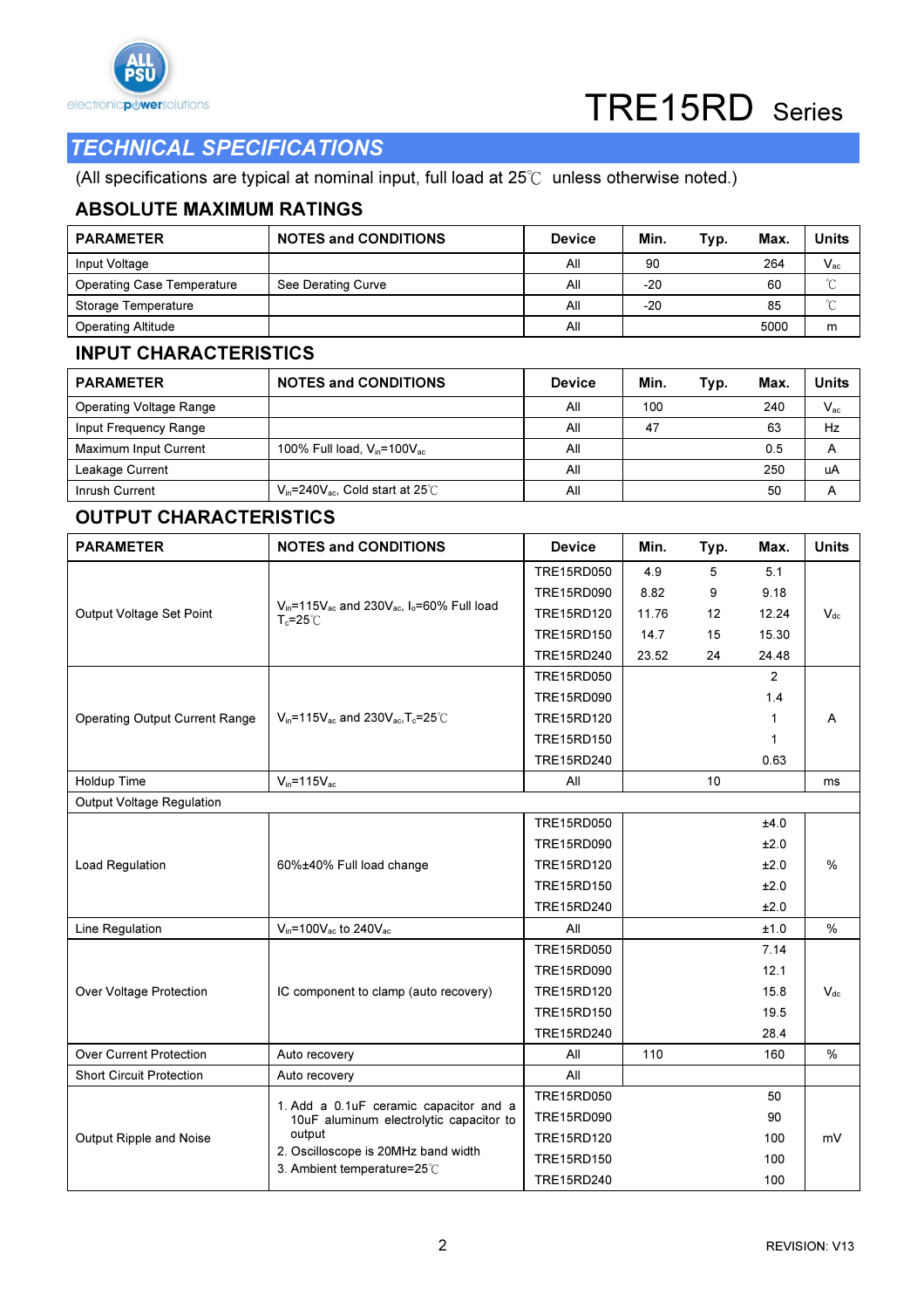## TECHNICAL SPECIFICATIONS

(All specifications are typical at nominal input, full load at 25℃ unless otherwise noted.)

### ABSOLUTE MAXIMUM RATINGS

| PARAMETER | NOTES and CONDITIONS | Device | Min. | Typ. | Max. | Units |
|---|---|---|---|---|---|---|
| Input Voltage | | All | 90 | | 264 | $V_{ac}$ |
| Operating Case Temperature | See Derating Curve | All | -20 | | 60 | ℃ |
| Storage Temperature | | All | -20 | | 85 | ℃ |
| Operating Altitude | | All | | | 5000 | m |

### INPUT CHARACTERISTICS

| PARAMETER | NOTES and CONDITIONS | Device | Min. | Typ. | Max. | Units |
|---|---|---|---|---|---|---|
| Operating Voltage Range | | All | 100 | | 240 | $V_{ac}$ |
| Input Frequency Range | | All | 47 | | 63 | Hz |
| Maximum Input Current | 100% Full load, $V_{in}$=100$V_{ac}$ | All | | | 0.5 | A |
| Leakage Current | | All | | | 250 | uA |
| Inrush Current | $V_{in}$=240$V_{ac}$, Cold start at 25℃ | All | | | 50 | A |

### OUTPUT CHARACTERISTICS

| PARAMETER | NOTES and CONDITIONS | Device | Min. | Typ. | Max. | Units |
|---|---|---|---|---|---|---|
| Output Voltage Set Point | $V_{in}$=115$V_{ac}$ and 230$V_{ac}$, $I_o$=60% Full load $T_c$=25℃ | TRE15RD050 | 4.9 | 5 | 5.1 | $V_{dc}$ |
| | | TRE15RD090 | 8.82 | 9 | 9.18 | |
| | | TRE15RD120 | 11.76 | 12 | 12.24 | |
| | | TRE15RD150 | 14.7 | 15 | 15.30 | |
| | | TRE15RD240 | 23.52 | 24 | 24.48 | |
| Operating Output Current Range | $V_{in}$=115$V_{ac}$ and 230$V_{ac}$,$T_c$=25℃ | TRE15RD050 | | | 2 | A |
| | | TRE15RD090 | | | 1.4 | |
| | | TRE15RD120 | | | 1 | |
| | | TRE15RD150 | | | 1 | |
| | | TRE15RD240 | | | 0.63 | |
| Holdup Time | $V_{in}$=115$V_{ac}$ | All | | 10 | | ms |
| Output Voltage Regulation | | | | | | |
| Load Regulation | 60%±40% Full load change | TRE15RD050 | | | ±4.0 | % |
| | | TRE15RD090 | | | ±2.0 | |
| | | TRE15RD120 | | | ±2.0 | |
| | | TRE15RD150 | | | ±2.0 | |
| | | TRE15RD240 | | | ±2.0 | |
| Line Regulation | $V_{in}$=100$V_{ac}$ to 240$V_{ac}$ | All | | | ±1.0 | % |
| Over Voltage Protection | IC component to clamp (auto recovery) | TRE15RD050 | | | 7.14 | $V_{dc}$ |
| | | TRE15RD090 | | | 12.1 | |
| | | TRE15RD120 | | | 15.8 | |
| | | TRE15RD150 | | | 19.5 | |
| | | TRE15RD240 | | | 28.4 | |
| Over Current Protection | Auto recovery | All | 110 | | 160 | % |
| Short Circuit Protection | Auto recovery | All | | | | |
| Output Ripple and Noise | 1. Add a 0.1uF ceramic capacitor and a 10uF aluminum electrolytic capacitor to output 2. Oscilloscope is 20MHz band width 3. Ambient temperature=25℃ | TRE15RD050 | | | 50 | mV |
| | | TRE15RD090 | | | 90 | |
| | | TRE15RD120 | | | 100 | |
| | | TRE15RD150 | | | 100 | |
| | | TRE15RD240 | | | 100 | |

REVISION: V13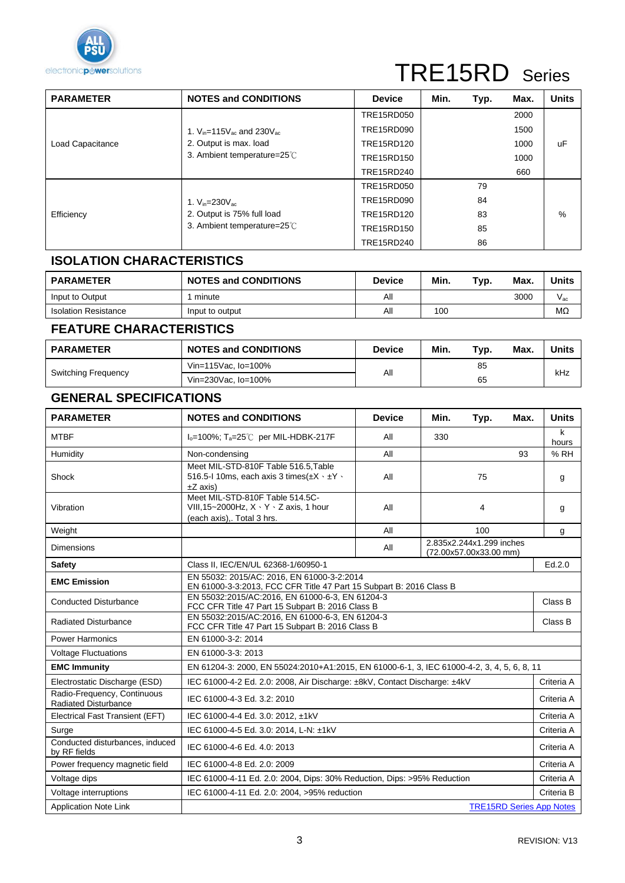# TRE15RD Series

| PARAMETER | NOTES and CONDITIONS | Device | Min. | Typ. | Max. | Units |
|---|---|---|---|---|---|---|
| Load Capacitance | 1. $V_{in}$=115$V_{ac}$ and 230$V_{ac}$<br>2. Output is max. load<br>3. Ambient temperature=25℃ | TRE15RD050 | | | 2000 | uF |
| | | TRE15RD090 | | | 1500 | |
| | | TRE15RD120 | | | 1000 | |
| | | TRE15RD150 | | | 1000 | |
| | | TRE15RD240 | | | 660 | |
| Efficiency | 1. $V_{in}$=230$V_{ac}$<br>2. Output is 75% full load<br>3. Ambient temperature=25℃ | TRE15RD050 | | 79 | | % |
| | | TRE15RD090 | | 84 | | |
| | | TRE15RD120 | | 83 | | |
| | | TRE15RD150 | | 85 | | |
| | | TRE15RD240 | | 86 | | |

## ISOLATION CHARACTERISTICS

| PARAMETER | NOTES and CONDITIONS | Device | Min. | Typ. | Max. | Units |
|---|---|---|---|---|---|---|
| Input to Output | 1 minute | All | | | 3000 | $V_{ac}$ |
| Isolation Resistance | Input to output | All | 100 | | | MΩ |

## FEATURE CHARACTERISTICS

| PARAMETER | NOTES and CONDITIONS | Device | Min. | Typ. | Max. | Units |
|---|---|---|---|---|---|---|
| Switching Frequency | Vin=115Vac, Io=100% | All | | 85 | | kHz |
| | Vin=230Vac, Io=100% | | | 65 | | |

## GENERAL SPECIFICATIONS

| PARAMETER | NOTES and CONDITIONS | Device | Min. | Typ. | Max. | Units |
|---|---|---|---|---|---|---|
| MTBF | $I_o$=100%; $T_a$=25℃ per MIL-HDBK-217F | All | 330 | | | k hours |
| Humidity | Non-condensing | All | | | 93 | % RH |
| Shock | Meet MIL-STD-810F Table 516.5,Table 516.5-I 10ms, each axis 3 times(±X、±Y、±Z axis) | All | | 75 | | g |
| Vibration | Meet MIL-STD-810F Table 514.5C-VIII,15~2000Hz, X、Y、Z axis, 1 hour (each axis),. Total 3 hrs. | All | | 4 | | g |
| Weight | | All | | 100 | | g |
| Dimensions | | All | 2.835x2.244x1.299 inches (72.00x57.00x33.00 mm) | | | |
| **Safety** | Class II, IEC/EN/UL 62368-1/60950-1 | | | | | Ed.2.0 |
| **EMC Emission** | EN 55032: 2015/AC: 2016, EN 61000-3-2:2014<br>EN 61000-3-3:2013, FCC CFR Title 47 Part 15 Subpart B: 2016 Class B | | | | | |
| Conducted Disturbance | EN 55032:2015/AC:2016, EN 61000-6-3, EN 61204-3<br>FCC CFR Title 47 Part 15 Subpart B: 2016 Class B | | | | | Class B |
| Radiated Disturbance | EN 55032:2015/AC:2016, EN 61000-6-3, EN 61204-3<br>FCC CFR Title 47 Part 15 Subpart B: 2016 Class B | | | | | Class B |
| Power Harmonics | EN 61000-3-2: 2014 | | | | | |
| Voltage Fluctuations | EN 61000-3-3: 2013 | | | | | |
| **EMC Immunity** | EN 61204-3: 2000, EN 55024:2010+A1:2015, EN 61000-6-1, 3, IEC 61000-4-2, 3, 4, 5, 6, 8, 11 | | | | | |
| Electrostatic Discharge (ESD) | IEC 61000-4-2 Ed. 2.0: 2008, Air Discharge: ±8kV, Contact Discharge: ±4kV | | | | | Criteria A |
| Radio-Frequency, Continuous Radiated Disturbance | IEC 61000-4-3 Ed. 3.2: 2010 | | | | | Criteria A |
| Electrical Fast Transient (EFT) | IEC 61000-4-4 Ed. 3.0: 2012, ±1kV | | | | | Criteria A |
| Surge | IEC 61000-4-5 Ed. 3.0: 2014, L-N: ±1kV | | | | | Criteria A |
| Conducted disturbances, induced by RF fields | IEC 61000-4-6 Ed. 4.0: 2013 | | | | | Criteria A |
| Power frequency magnetic field | IEC 61000-4-8 Ed. 2.0: 2009 | | | | | Criteria A |
| Voltage dips | IEC 61000-4-11 Ed. 2.0: 2004, Dips: 30% Reduction, Dips: >95% Reduction | | | | | Criteria A |
| Voltage interruptions | IEC 61000-4-11 Ed. 2.0: 2004, >95% reduction | | | | | Criteria B |
| Application Note Link | TRE15RD Series App Notes | | | | | |

REVISION: V13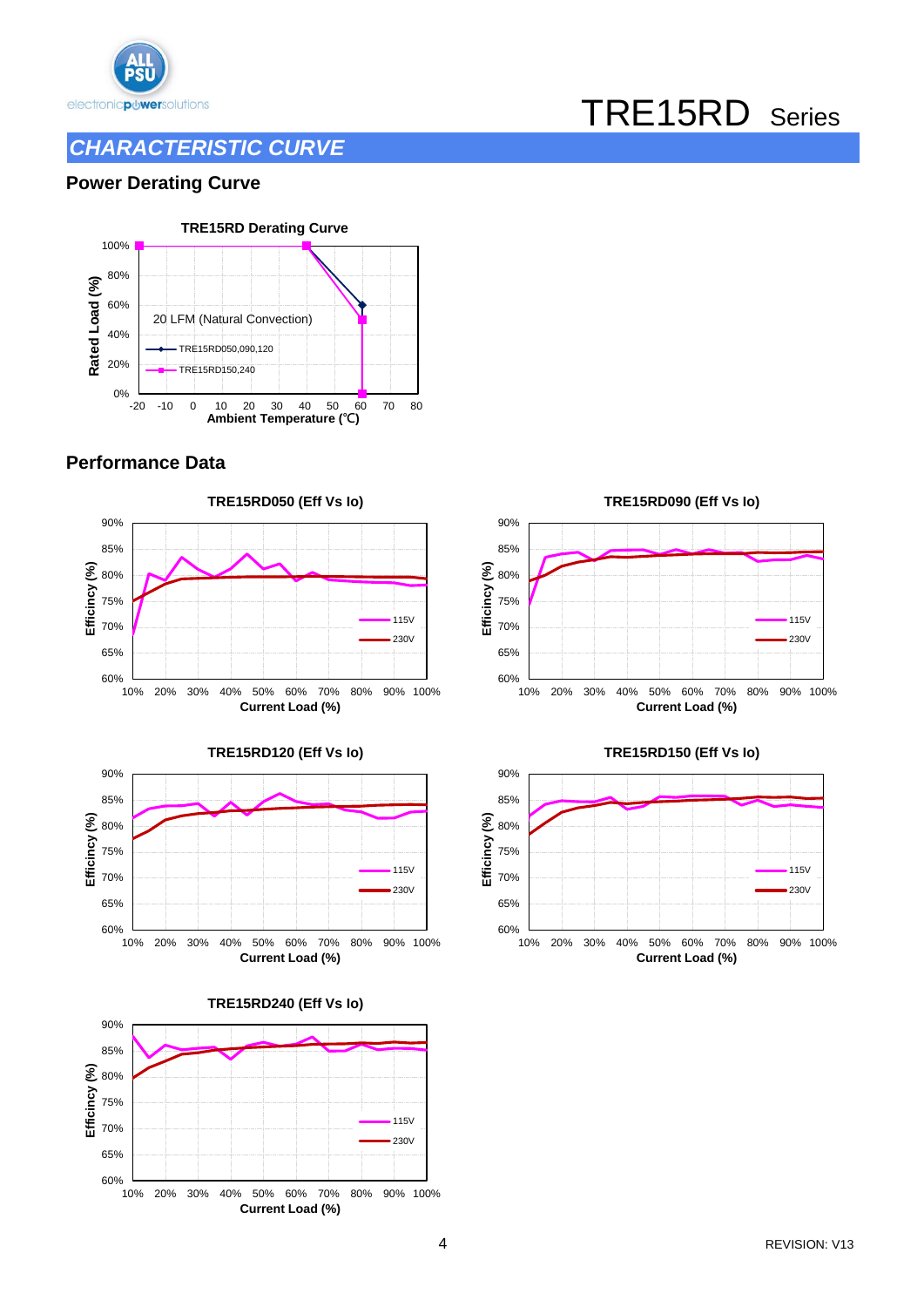## CHARACTERISTIC CURVE

### Power Derating Curve

**TRE15RD Derating Curve**

20 LFM (Natural Convection)

- TRE15RD050,090,120
- TRE15RD150,240

Rated Load (%) vs. Ambient Temperature (℃)

### Performance Data

**TRE15RD050 (Eff Vs Io)**

**TRE15RD090 (Eff Vs Io)**

**TRE15RD120 (Eff Vs Io)**

**TRE15RD150 (Eff Vs Io)**

**TRE15RD240 (Eff Vs Io)**

Efficincy (%) vs. Current Load (%) — 115V, 230V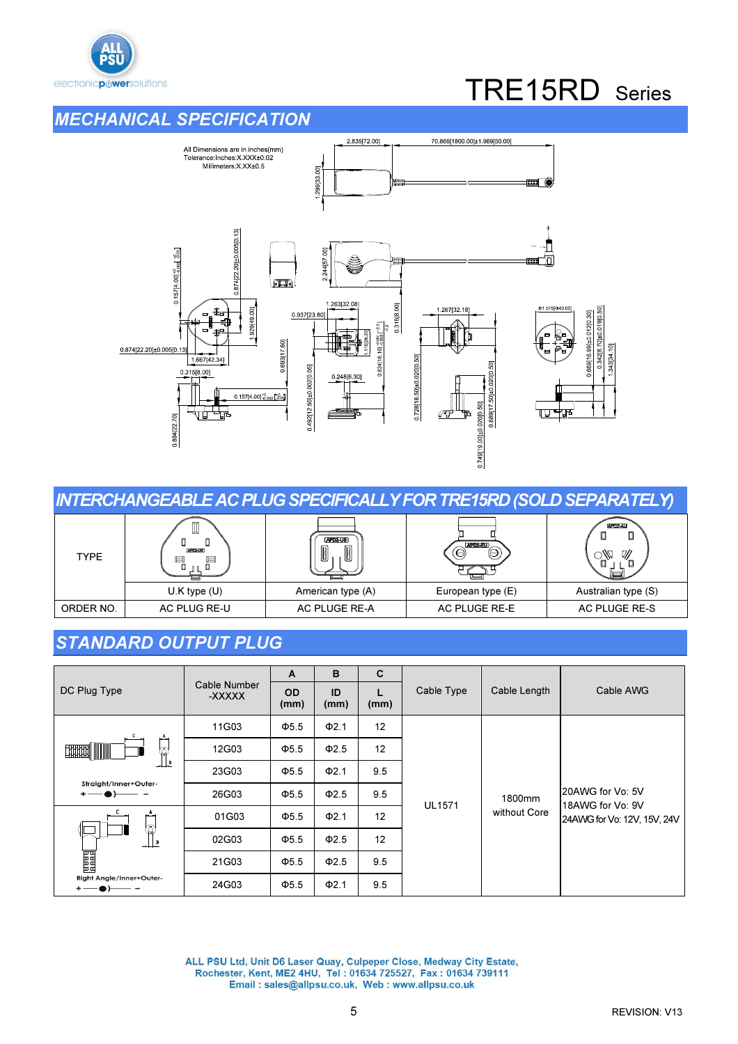TRE15RD Series

## MECHANICAL SPECIFICATION

All Dimensions are in inches(mm)
Tolerance:Inches:X.XXX±0.02
Millimeters:X.XX±0.5

## INTERCHANGEABLE AC PLUG SPECIFICALLY FOR TRE15RD (SOLD SEPARATELY)

| TYPE | U.K type (U) | American type (A) | European type (E) | Australian type (S) |
|---|---|---|---|---|
| ORDER NO. | AC PLUG RE-U | AC PLUGE RE-A | AC PLUGE RE-E | AC PLUGE RE-S |

## STANDARD OUTPUT PLUG

| DC Plug Type | Cable Number -XXXXX | A OD (mm) | B ID (mm) | C L (mm) | Cable Type | Cable Length | Cable AWG |
|---|---|---|---|---|---|---|---|
| Straight/Inner+Outer- | 11G03 | Φ5.5 | Φ2.1 | 12 | UL1571 | 1800mm without Core | 20AWG for Vo: 5V<br>18AWG for Vo: 9V<br>24AWG for Vo: 12V, 15V, 24V |
| | 12G03 | Φ5.5 | Φ2.5 | 12 | | | |
| | 23G03 | Φ5.5 | Φ2.1 | 9.5 | | | |
| | 26G03 | Φ5.5 | Φ2.5 | 9.5 | | | |
| Right Angle/Inner+Outer- | 01G03 | Φ5.5 | Φ2.1 | 12 | | | |
| | 02G03 | Φ5.5 | Φ2.5 | 12 | | | |
| | 21G03 | Φ5.5 | Φ2.5 | 9.5 | | | |
| | 24G03 | Φ5.5 | Φ2.1 | 9.5 | | | |

ALL PSU Ltd, Unit D6 Laser Quay, Culpeper Close, Medway City Estate, Rochester, Kent, ME2 4HU, Tel : 01634 725527, Fax : 01634 739111
Email : sales@allpsu.co.uk, Web : www.allpsu.co.uk

REVISION: V13